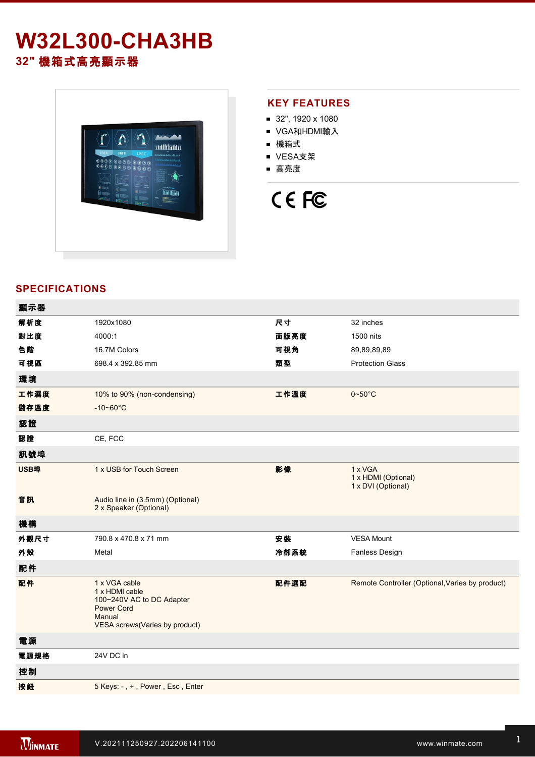# W32L300-CHA3HB

## 32" 機箱式高亮顯示器

## KEY FEATURES

- 32", 1920 x 1080
- VGA和HDMI輸入
- 機箱式
- VESA支架
- 高亮度

## SPECIFICATIONS

| 顯示器 | | | |
|---|---|---|---|
| 解析度 | 1920x1080 | 尺寸 | 32 inches |
| 對比度 | 4000:1 | 面版亮度 | 1500 nits |
| 色階 | 16.7M Colors | 可視角 | 89,89,89,89 |
| 可視區 | 698.4 x 392.85 mm | 類型 | Protection Glass |
| **環境** | | | |
| 工作濕度 | 10% to 90% (non-condensing) | 工作溫度 | 0~50°C |
| 儲存溫度 | -10~60°C | | |
| **認證** | | | |
| 認證 | CE, FCC | | |
| **訊號埠** | | | |
| USB埠 | 1 x USB for Touch Screen | 影像 | 1 x VGA<br>1 x HDMI (Optional)<br>1 x DVI (Optional) |
| 音訊 | Audio line in (3.5mm) (Optional)<br>2 x Speaker (Optional) | | |
| **機構** | | | |
| 外觀尺寸 | 790.8 x 470.8 x 71 mm | 安裝 | VESA Mount |
| 外殼 | Metal | 冷卻系統 | Fanless Design |
| **配件** | | | |
| 配件 | 1 x VGA cable<br>1 x HDMI cable<br>100~240V AC to DC Adapter<br>Power Cord<br>Manual<br>VESA screws(Varies by product) | 配件選配 | Remote Controller (Optional,Varies by product) |
| **電源** | | | |
| 電源規格 | 24V DC in | | |
| **控制** | | | |
| 按鈕 | 5 Keys: - , + , Power , Esc , Enter | | |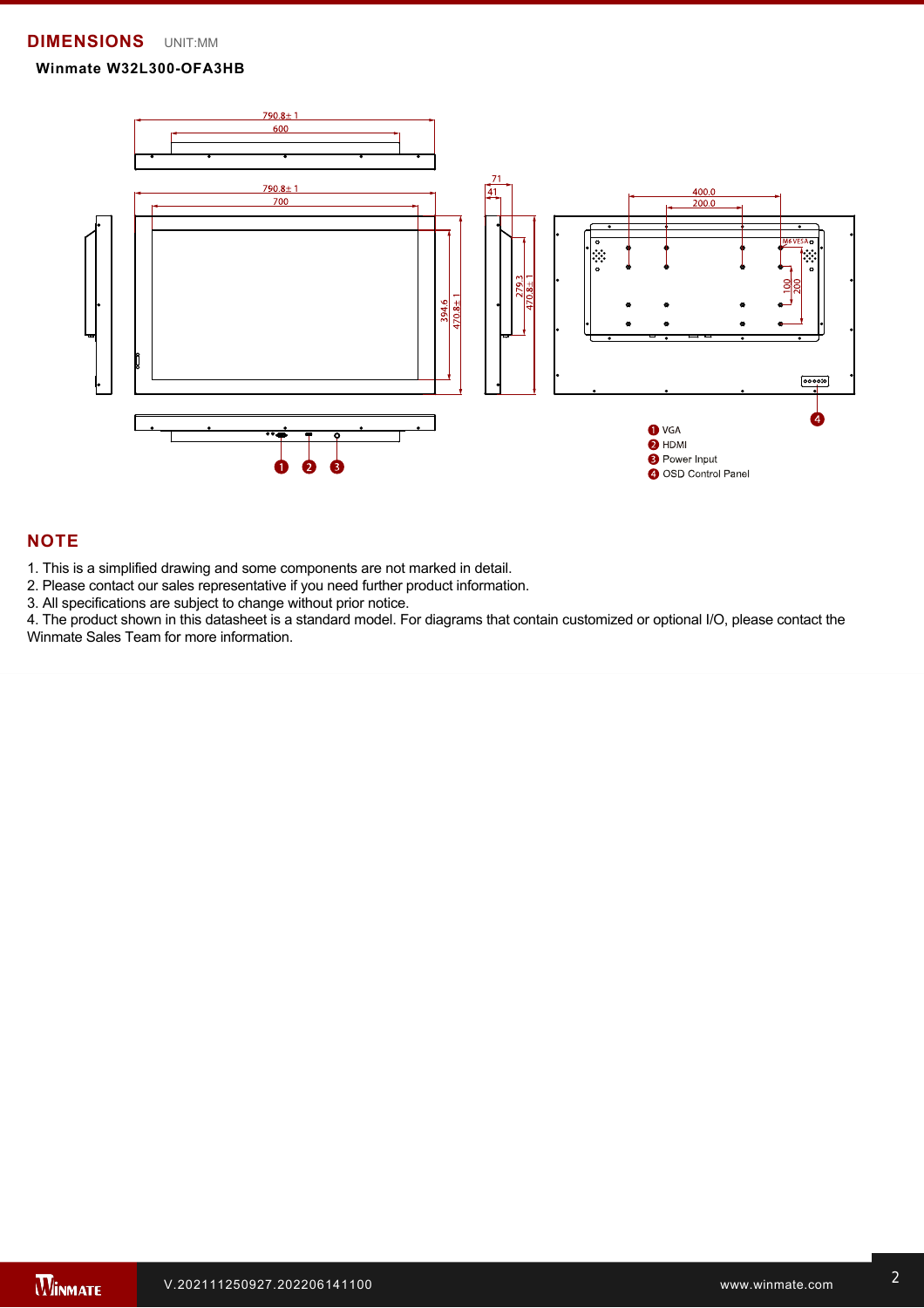## DIMENSIONS UNIT:MM

**Winmate W32L300-OFA3HB**

790.8± 1
600
790.8± 1
700
71
41
394.6
470.8± 1
279.3
470.8± 1
400.0
200.0
M6 VESA
100
200

1. VGA
2. HDMI
3. Power Input
4. OSD Control Panel

## NOTE

1. This is a simplified drawing and some components are not marked in detail.
2. Please contact our sales representative if you need further product information.
3. All specifications are subject to change without prior notice.
4. The product shown in this datasheet is a standard model. For diagrams that contain customized or optional I/O, please contact the Winmate Sales Team for more information.